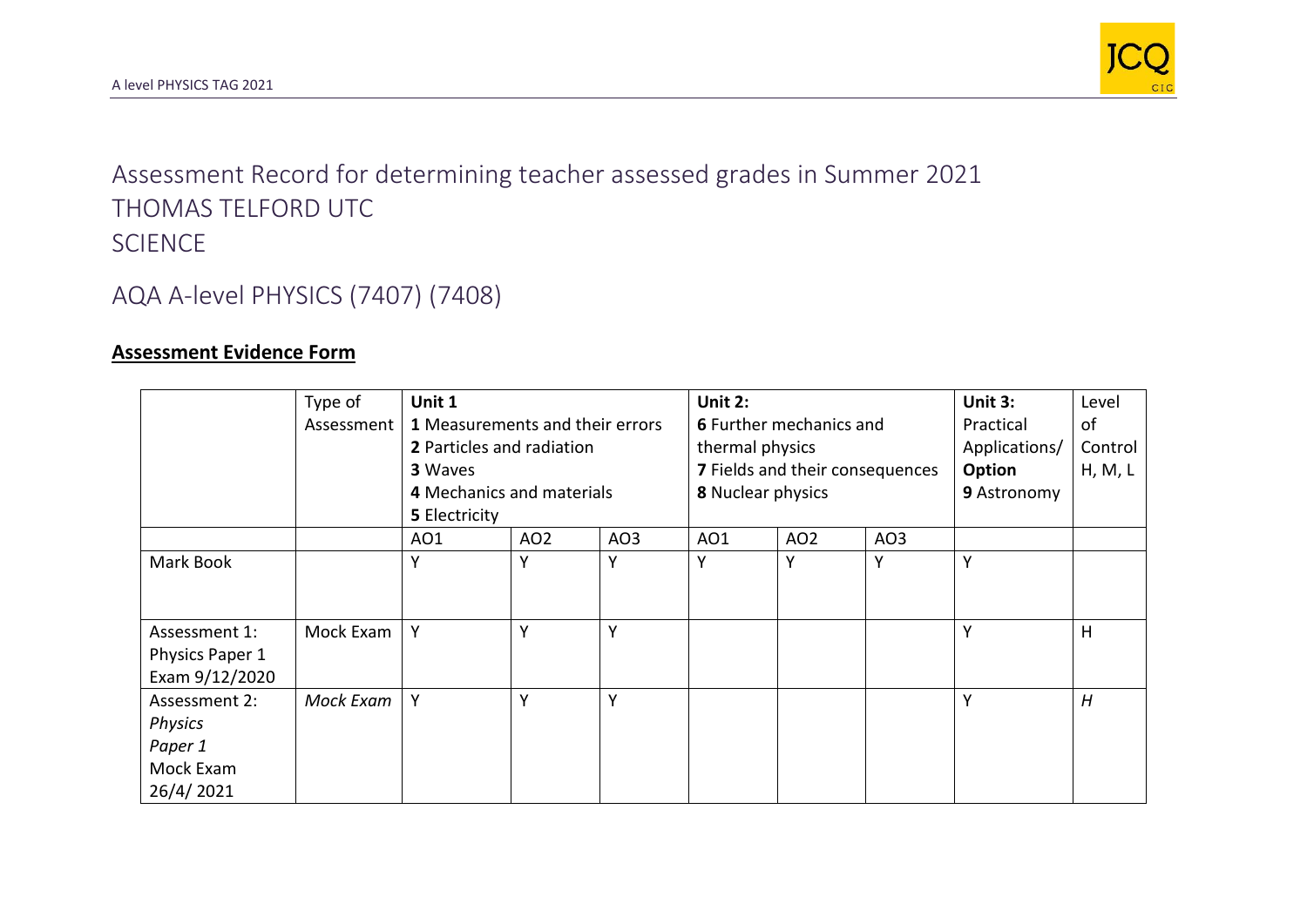# Assessment Record for determining teacher assessed grades in Summer 2021
# THOMAS TELFORD UTC
# SCIENCE

## AQA A-level PHYSICS (7407) (7408)

**Assessment Evidence Form**

| | Type of Assessment | **Unit 1** **1** Measurements and their errors **2** Particles and radiation **3** Waves **4** Mechanics and materials **5** Electricity | | | **Unit 2:** **6** Further mechanics and thermal physics **7** Fields and their consequences **8** Nuclear physics | | | **Unit 3:** Practical Applications/ **Option** **9** Astronomy | Level of Control H, M, L |
|---|---|---|---|---|---|---|---|---|---|
| | | AO1 | AO2 | AO3 | AO1 | AO2 | AO3 | | |
| Mark Book | | Y | Y | Y | Y | Y | Y | Y | |
| Assessment 1: Physics Paper 1 Exam 9/12/2020 | Mock Exam | Y | Y | Y | | | | Y | H |
| Assessment 2: *Physics Paper 1* Mock Exam 26/4/ 2021 | *Mock Exam* | Y | Y | Y | | | | Y | *H* |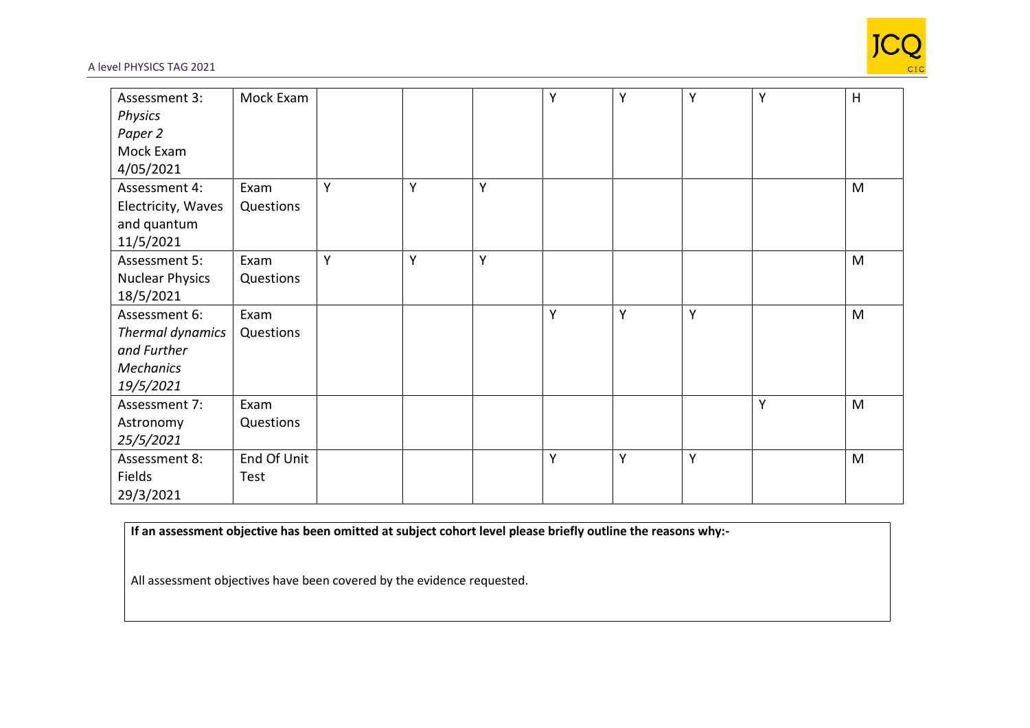| | | | | | | | | | |
|---|---|---|---|---|---|---|---|---|---|
| Assessment 3: *Physics Paper 2* Mock Exam 4/05/2021 | Mock Exam | | | | Y | Y | Y | Y | H |
| Assessment 4: Electricity, Waves and quantum 11/5/2021 | Exam Questions | Y | Y | Y | | | | | M |
| Assessment 5: Nuclear Physics 18/5/2021 | Exam Questions | Y | Y | Y | | | | | M |
| Assessment 6: *Thermal dynamics and Further Mechanics 19/5/2021* | Exam Questions | | | | Y | Y | Y | | M |
| Assessment 7: Astronomy *25/5/2021* | Exam Questions | | | | | | | Y | M |
| Assessment 8: Fields 29/3/2021 | End Of Unit Test | | | | Y | Y | Y | | M |

| **If an assessment objective has been omitted at subject cohort level please briefly outline the reasons why:-** |
|---|
| All assessment objectives have been covered by the evidence requested. |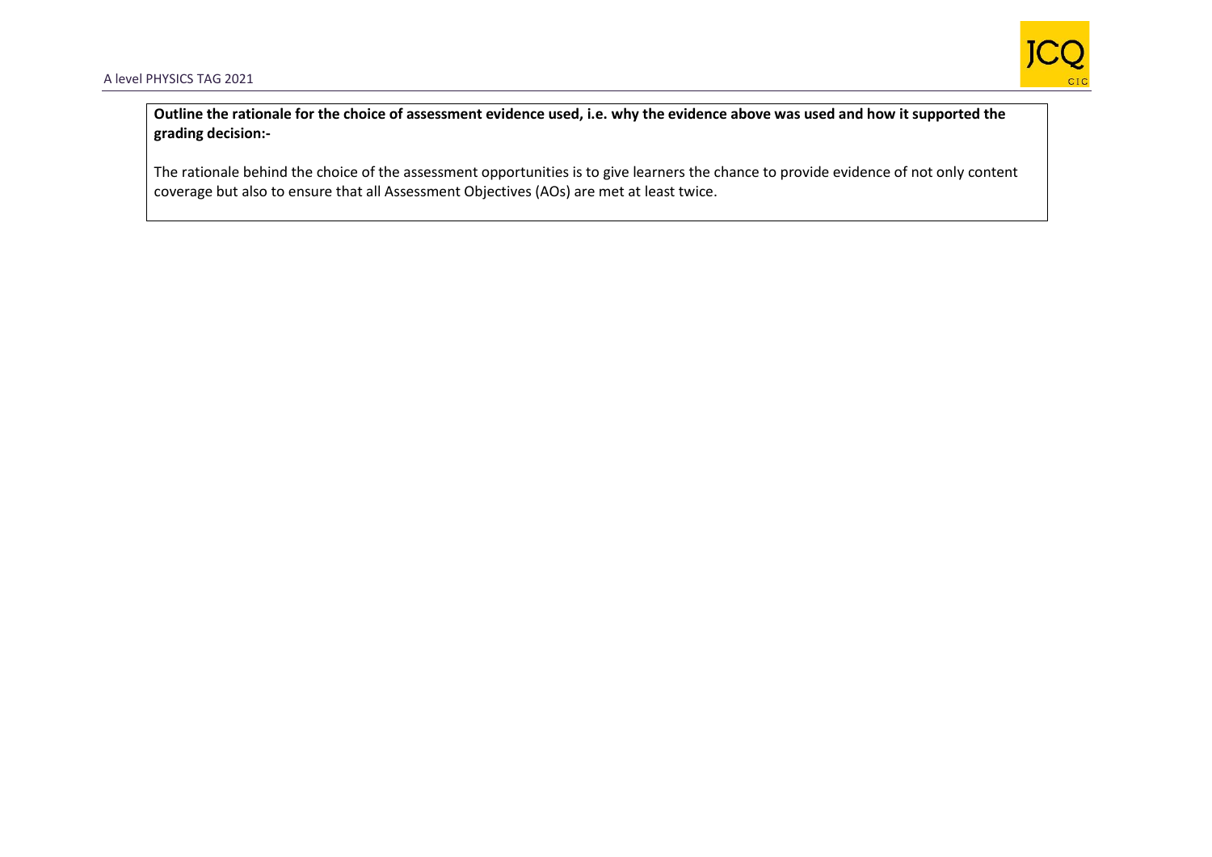**Outline the rationale for the choice of assessment evidence used, i.e. why the evidence above was used and how it supported the grading decision:-**

The rationale behind the choice of the assessment opportunities is to give learners the chance to provide evidence of not only content coverage but also to ensure that all Assessment Objectives (AOs) are met at least twice.